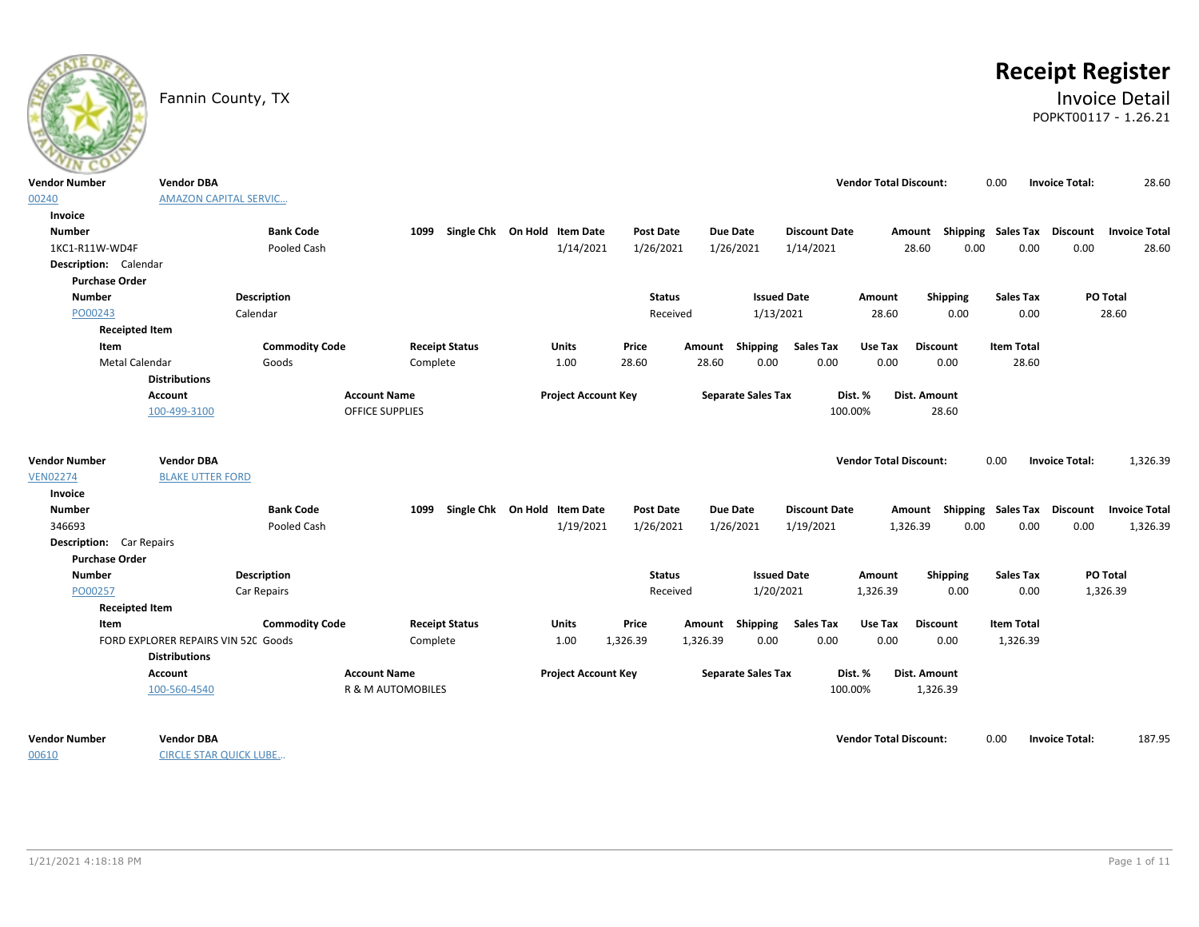Fannin County, TX

# Receipt Register

## Invoice Detail

POPKT00117 - 1.26.21

| Vendor Number | Vendor DBA | Vendor Total Discount: | Invoice Total: |
|---|---|---|---|
| 00240 | AMAZON CAPITAL SERVIC... | 0.00 | 28.60 |

**Invoice**

| Number | Bank Code | 1099 | Single Chk | On Hold | Item Date | Post Date | Due Date | Discount Date | Amount | Shipping | Sales Tax | Discount | Invoice Total |
|---|---|---|---|---|---|---|---|---|---|---|---|---|---|
| 1KC1-R11W-WD4F | Pooled Cash | | | | 1/14/2021 | 1/26/2021 | 1/26/2021 | 1/14/2021 | 28.60 | 0.00 | 0.00 | 0.00 | 28.60 |

**Description:** Calendar

**Purchase Order**

| Number | Description | Status | Issued Date | Amount | Shipping | Sales Tax | PO Total |
|---|---|---|---|---|---|---|---|
| PO00243 | Calendar | Received | 1/13/2021 | 28.60 | 0.00 | 0.00 | 28.60 |

**Receipted Item**

| Item | Commodity Code | Receipt Status | Units | Price | Amount | Shipping | Sales Tax | Use Tax | Discount | Item Total |
|---|---|---|---|---|---|---|---|---|---|---|
| Metal Calendar | Goods | Complete | 1.00 | 28.60 | 28.60 | 0.00 | 0.00 | 0.00 | 0.00 | 28.60 |

**Distributions**

| Account | Account Name | Project Account Key | Separate Sales Tax | Dist. % | Dist. Amount |
|---|---|---|---|---|---|
| 100-499-3100 | OFFICE SUPPLIES | | | 100.00% | 28.60 |

| Vendor Number | Vendor DBA | Vendor Total Discount: | Invoice Total: |
|---|---|---|---|
| VEN02274 | BLAKE UTTER FORD | 0.00 | 1,326.39 |

**Invoice**

| Number | Bank Code | 1099 | Single Chk | On Hold | Item Date | Post Date | Due Date | Discount Date | Amount | Shipping | Sales Tax | Discount | Invoice Total |
|---|---|---|---|---|---|---|---|---|---|---|---|---|---|
| 346693 | Pooled Cash | | | | 1/19/2021 | 1/26/2021 | 1/26/2021 | 1/19/2021 | 1,326.39 | 0.00 | 0.00 | 0.00 | 1,326.39 |

**Description:** Car Repairs

**Purchase Order**

| Number | Description | Status | Issued Date | Amount | Shipping | Sales Tax | PO Total |
|---|---|---|---|---|---|---|---|
| PO00257 | Car Repairs | Received | 1/20/2021 | 1,326.39 | 0.00 | 0.00 | 1,326.39 |

**Receipted Item**

| Item | Commodity Code | Receipt Status | Units | Price | Amount | Shipping | Sales Tax | Use Tax | Discount | Item Total |
|---|---|---|---|---|---|---|---|---|---|---|
| FORD EXPLORER REPAIRS VIN 52C | Goods | Complete | 1.00 | 1,326.39 | 1,326.39 | 0.00 | 0.00 | 0.00 | 0.00 | 1,326.39 |

**Distributions**

| Account | Account Name | Project Account Key | Separate Sales Tax | Dist. % | Dist. Amount |
|---|---|---|---|---|---|
| 100-560-4540 | R & M AUTOMOBILES | | | 100.00% | 1,326.39 |

| Vendor Number | Vendor DBA | Vendor Total Discount: | Invoice Total: |
|---|---|---|---|
| 00610 | CIRCLE STAR QUICK LUBE... | 0.00 | 187.95 |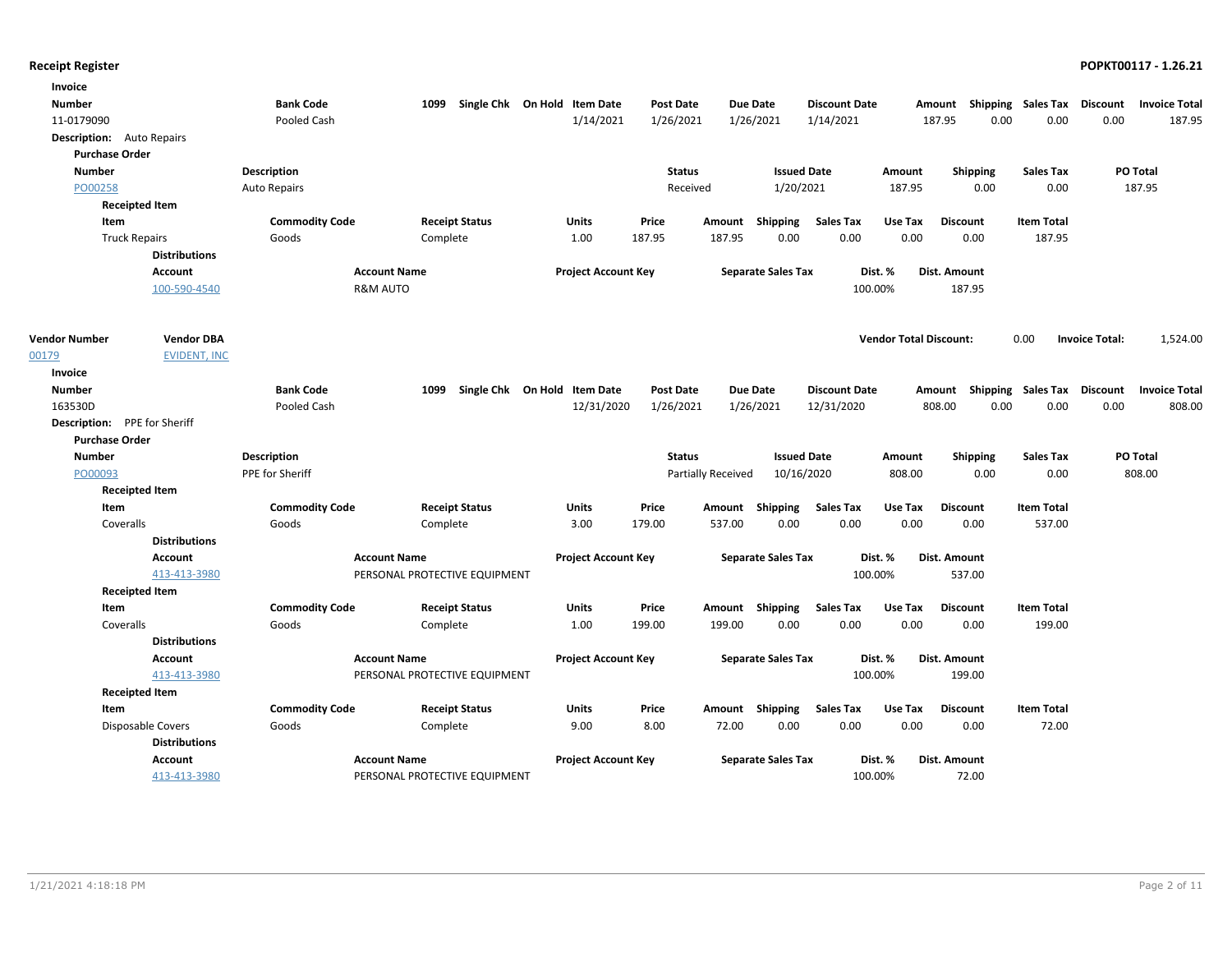## Receipt Register

**POPKT00117 - 1.26.21**

**Invoice**

| Number | Bank Code | 1099 | Single Chk | On Hold | Item Date | Post Date | Due Date | Discount Date | Amount | Shipping | Sales Tax | Discount | Invoice Total |
|---|---|---|---|---|---|---|---|---|---|---|---|---|---|
| 11-0179090 | Pooled Cash | | | | 1/14/2021 | 1/26/2021 | 1/26/2021 | 1/14/2021 | 187.95 | 0.00 | 0.00 | 0.00 | 187.95 |

**Description:** Auto Repairs

**Purchase Order**

| Number | Description | Status | Issued Date | Amount | Shipping | Sales Tax | PO Total |
|---|---|---|---|---|---|---|---|
| PO00258 | Auto Repairs | Received | 1/20/2021 | 187.95 | 0.00 | 0.00 | 187.95 |

**Receipted Item**

| Item | Commodity Code | Receipt Status | Units | Price | Amount | Shipping | Sales Tax | Use Tax | Discount | Item Total |
|---|---|---|---|---|---|---|---|---|---|---|
| Truck Repairs | Goods | Complete | 1.00 | 187.95 | 187.95 | 0.00 | 0.00 | 0.00 | 0.00 | 187.95 |

**Distributions**

| Account | Account Name | Project Account Key | Separate Sales Tax | Dist. % | Dist. Amount |
|---|---|---|---|---|---|
| 100-590-4540 | R&M AUTO | | | 100.00% | 187.95 |

| Vendor Number | Vendor DBA | Vendor Total Discount: | 0.00 | Invoice Total: | 1,524.00 |
|---|---|---|---|---|---|
| 00179 | EVIDENT, INC | | | | |

**Invoice**

| Number | Bank Code | 1099 | Single Chk | On Hold | Item Date | Post Date | Due Date | Discount Date | Amount | Shipping | Sales Tax | Discount | Invoice Total |
|---|---|---|---|---|---|---|---|---|---|---|---|---|---|
| 163530D | Pooled Cash | | | | 12/31/2020 | 1/26/2021 | 1/26/2021 | 12/31/2020 | 808.00 | 0.00 | 0.00 | 0.00 | 808.00 |

**Description:** PPE for Sheriff

**Purchase Order**

| Number | Description | Status | Issued Date | Amount | Shipping | Sales Tax | PO Total |
|---|---|---|---|---|---|---|---|
| PO00093 | PPE for Sheriff | Partially Received | 10/16/2020 | 808.00 | 0.00 | 0.00 | 808.00 |

**Receipted Item**

| Item | Commodity Code | Receipt Status | Units | Price | Amount | Shipping | Sales Tax | Use Tax | Discount | Item Total |
|---|---|---|---|---|---|---|---|---|---|---|
| Coveralls | Goods | Complete | 3.00 | 179.00 | 537.00 | 0.00 | 0.00 | 0.00 | 0.00 | 537.00 |

**Distributions**

| Account | Account Name | Project Account Key | Separate Sales Tax | Dist. % | Dist. Amount |
|---|---|---|---|---|---|
| 413-413-3980 | PERSONAL PROTECTIVE EQUIPMENT | | | 100.00% | 537.00 |

**Receipted Item**

| Item | Commodity Code | Receipt Status | Units | Price | Amount | Shipping | Sales Tax | Use Tax | Discount | Item Total |
|---|---|---|---|---|---|---|---|---|---|---|
| Coveralls | Goods | Complete | 1.00 | 199.00 | 199.00 | 0.00 | 0.00 | 0.00 | 0.00 | 199.00 |

**Distributions**

| Account | Account Name | Project Account Key | Separate Sales Tax | Dist. % | Dist. Amount |
|---|---|---|---|---|---|
| 413-413-3980 | PERSONAL PROTECTIVE EQUIPMENT | | | 100.00% | 199.00 |

**Receipted Item**

| Item | Commodity Code | Receipt Status | Units | Price | Amount | Shipping | Sales Tax | Use Tax | Discount | Item Total |
|---|---|---|---|---|---|---|---|---|---|---|
| Disposable Covers | Goods | Complete | 9.00 | 8.00 | 72.00 | 0.00 | 0.00 | 0.00 | 0.00 | 72.00 |

**Distributions**

| Account | Account Name | Project Account Key | Separate Sales Tax | Dist. % | Dist. Amount |
|---|---|---|---|---|---|
| 413-413-3980 | PERSONAL PROTECTIVE EQUIPMENT | | | 100.00% | 72.00 |

1/21/2021 4:18:18 PM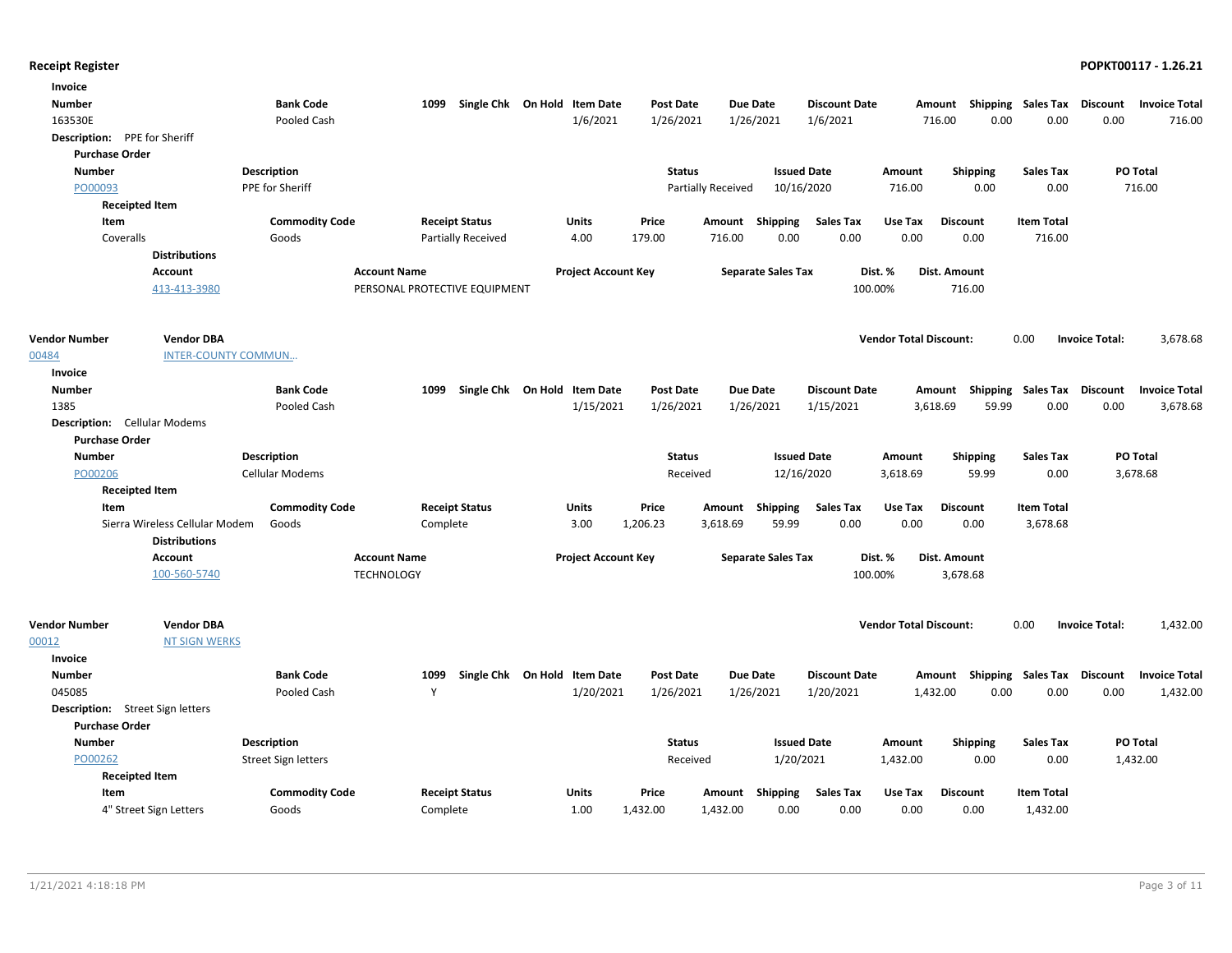**Receipt Register**

**POPKT00117 - 1.26.21**

**Invoice**

| Number | Bank Code | 1099 | Single Chk | On Hold | Item Date | Post Date | Due Date | Discount Date | Amount | Shipping | Sales Tax | Discount | Invoice Total |
|---|---|---|---|---|---|---|---|---|---|---|---|---|---|
| 163530E | Pooled Cash | | | | 1/6/2021 | 1/26/2021 | 1/26/2021 | 1/6/2021 | 716.00 | 0.00 | 0.00 | 0.00 | 716.00 |

**Description:** PPE for Sheriff

**Purchase Order**

| Number | Description | Status | Issued Date | Amount | Shipping | Sales Tax | PO Total |
|---|---|---|---|---|---|---|---|
| PO00093 | PPE for Sheriff | Partially Received | 10/16/2020 | 716.00 | 0.00 | 0.00 | 716.00 |

**Receipted Item**

| Item | Commodity Code | Receipt Status | Units | Price | Amount | Shipping | Sales Tax | Use Tax | Discount | Item Total |
|---|---|---|---|---|---|---|---|---|---|---|
| Coveralls | Goods | Partially Received | 4.00 | 179.00 | 716.00 | 0.00 | 0.00 | 0.00 | 0.00 | 716.00 |

**Distributions**

| Account | Account Name | Project Account Key | Separate Sales Tax | Dist. % | Dist. Amount |
|---|---|---|---|---|---|
| 413-413-3980 | PERSONAL PROTECTIVE EQUIPMENT | | | 100.00% | 716.00 |

| Vendor Number | Vendor DBA | Vendor Total Discount: | 0.00 | Invoice Total: | 3,678.68 |
|---|---|---|---|---|---|
| 00484 | INTER-COUNTY COMMUN... | | | | |

**Invoice**

| Number | Bank Code | 1099 | Single Chk | On Hold | Item Date | Post Date | Due Date | Discount Date | Amount | Shipping | Sales Tax | Discount | Invoice Total |
|---|---|---|---|---|---|---|---|---|---|---|---|---|---|
| 1385 | Pooled Cash | | | | 1/15/2021 | 1/26/2021 | 1/26/2021 | 1/15/2021 | 3,618.69 | 59.99 | 0.00 | 0.00 | 3,678.68 |

**Description:** Cellular Modems

**Purchase Order**

| Number | Description | Status | Issued Date | Amount | Shipping | Sales Tax | PO Total |
|---|---|---|---|---|---|---|---|
| PO00206 | Cellular Modems | Received | 12/16/2020 | 3,618.69 | 59.99 | 0.00 | 3,678.68 |

**Receipted Item**

| Item | Commodity Code | Receipt Status | Units | Price | Amount | Shipping | Sales Tax | Use Tax | Discount | Item Total |
|---|---|---|---|---|---|---|---|---|---|---|
| Sierra Wireless Cellular Modem | Goods | Complete | 3.00 | 1,206.23 | 3,618.69 | 59.99 | 0.00 | 0.00 | 0.00 | 3,678.68 |

**Distributions**

| Account | Account Name | Project Account Key | Separate Sales Tax | Dist. % | Dist. Amount |
|---|---|---|---|---|---|
| 100-560-5740 | TECHNOLOGY | | | 100.00% | 3,678.68 |

| Vendor Number | Vendor DBA | Vendor Total Discount: | 0.00 | Invoice Total: | 1,432.00 |
|---|---|---|---|---|---|
| 00012 | NT SIGN WERKS | | | | |

**Invoice**

| Number | Bank Code | 1099 | Single Chk | On Hold | Item Date | Post Date | Due Date | Discount Date | Amount | Shipping | Sales Tax | Discount | Invoice Total |
|---|---|---|---|---|---|---|---|---|---|---|---|---|---|
| 045085 | Pooled Cash | Y | | | 1/20/2021 | 1/26/2021 | 1/26/2021 | 1/20/2021 | 1,432.00 | 0.00 | 0.00 | 0.00 | 1,432.00 |

**Description:** Street Sign letters

**Purchase Order**

| Number | Description | Status | Issued Date | Amount | Shipping | Sales Tax | PO Total |
|---|---|---|---|---|---|---|---|
| PO00262 | Street Sign letters | Received | 1/20/2021 | 1,432.00 | 0.00 | 0.00 | 1,432.00 |

**Receipted Item**

| Item | Commodity Code | Receipt Status | Units | Price | Amount | Shipping | Sales Tax | Use Tax | Discount | Item Total |
|---|---|---|---|---|---|---|---|---|---|---|
| 4" Street Sign Letters | Goods | Complete | 1.00 | 1,432.00 | 1,432.00 | 0.00 | 0.00 | 0.00 | 0.00 | 1,432.00 |

1/21/2021 4:18:18 PM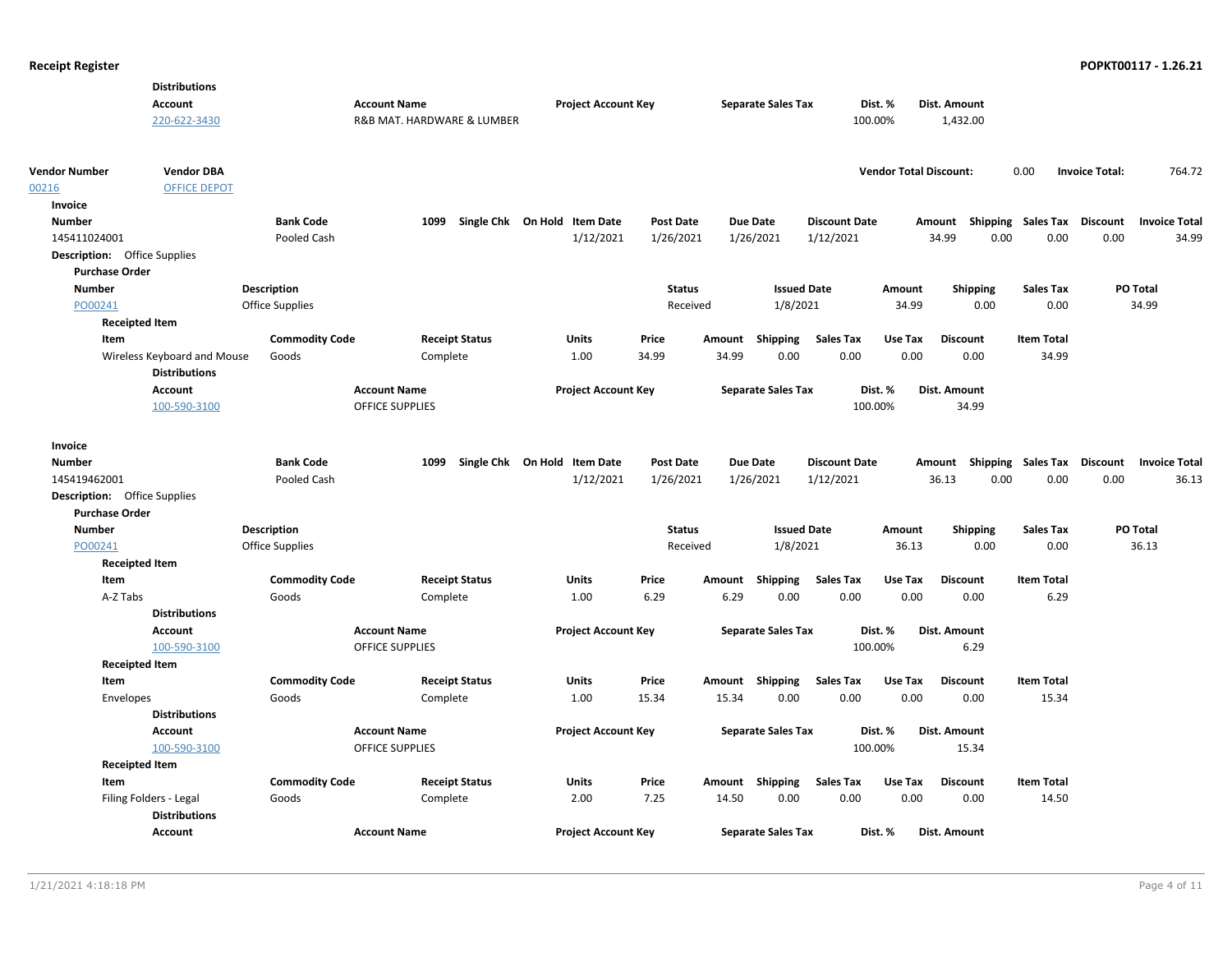**Receipt Register**

**Distributions**

| Account | Account Name | Project Account Key | Separate Sales Tax | Dist. % | Dist. Amount |
|---|---|---|---|---|---|
| 220-622-3430 | R&B MAT. HARDWARE & LUMBER | | | 100.00% | 1,432.00 |

| Vendor Number | Vendor DBA | Vendor Total Discount: | Invoice Total: |
|---|---|---|---|
| 00216 | OFFICE DEPOT | 0.00 | 764.72 |

**Invoice**

| Number | Bank Code | 1099 | Single Chk | On Hold | Item Date | Post Date | Due Date | Discount Date | Amount | Shipping | Sales Tax | Discount | Invoice Total |
|---|---|---|---|---|---|---|---|---|---|---|---|---|---|
| 145411024001 | Pooled Cash | | | | 1/12/2021 | 1/26/2021 | 1/26/2021 | 1/12/2021 | 34.99 | 0.00 | 0.00 | 0.00 | 34.99 |

**Description:** Office Supplies

**Purchase Order**

| Number | Description | Status | Issued Date | Amount | Shipping | Sales Tax | PO Total |
|---|---|---|---|---|---|---|---|
| PO00241 | Office Supplies | Received | 1/8/2021 | 34.99 | 0.00 | 0.00 | 34.99 |

**Receipted Item**

| Item | Commodity Code | Receipt Status | Units | Price | Amount | Shipping | Sales Tax | Use Tax | Discount | Item Total |
|---|---|---|---|---|---|---|---|---|---|---|
| Wireless Keyboard and Mouse | Goods | Complete | 1.00 | 34.99 | 34.99 | 0.00 | 0.00 | 0.00 | 0.00 | 34.99 |

**Distributions**

| Account | Account Name | Project Account Key | Separate Sales Tax | Dist. % | Dist. Amount |
|---|---|---|---|---|---|
| 100-590-3100 | OFFICE SUPPLIES | | | 100.00% | 34.99 |

**Invoice**

| Number | Bank Code | 1099 | Single Chk | On Hold | Item Date | Post Date | Due Date | Discount Date | Amount | Shipping | Sales Tax | Discount | Invoice Total |
|---|---|---|---|---|---|---|---|---|---|---|---|---|---|
| 145419462001 | Pooled Cash | | | | 1/12/2021 | 1/26/2021 | 1/26/2021 | 1/12/2021 | 36.13 | 0.00 | 0.00 | 0.00 | 36.13 |

**Description:** Office Supplies

**Purchase Order**

| Number | Description | Status | Issued Date | Amount | Shipping | Sales Tax | PO Total |
|---|---|---|---|---|---|---|---|
| PO00241 | Office Supplies | Received | 1/8/2021 | 36.13 | 0.00 | 0.00 | 36.13 |

**Receipted Item**

| Item | Commodity Code | Receipt Status | Units | Price | Amount | Shipping | Sales Tax | Use Tax | Discount | Item Total |
|---|---|---|---|---|---|---|---|---|---|---|
| A-Z Tabs | Goods | Complete | 1.00 | 6.29 | 6.29 | 0.00 | 0.00 | 0.00 | 0.00 | 6.29 |

**Distributions**

| Account | Account Name | Project Account Key | Separate Sales Tax | Dist. % | Dist. Amount |
|---|---|---|---|---|---|
| 100-590-3100 | OFFICE SUPPLIES | | | 100.00% | 6.29 |

**Receipted Item**

| Item | Commodity Code | Receipt Status | Units | Price | Amount | Shipping | Sales Tax | Use Tax | Discount | Item Total |
|---|---|---|---|---|---|---|---|---|---|---|
| Envelopes | Goods | Complete | 1.00 | 15.34 | 15.34 | 0.00 | 0.00 | 0.00 | 0.00 | 15.34 |

**Distributions**

| Account | Account Name | Project Account Key | Separate Sales Tax | Dist. % | Dist. Amount |
|---|---|---|---|---|---|
| 100-590-3100 | OFFICE SUPPLIES | | | 100.00% | 15.34 |

**Receipted Item**

| Item | Commodity Code | Receipt Status | Units | Price | Amount | Shipping | Sales Tax | Use Tax | Discount | Item Total |
|---|---|---|---|---|---|---|---|---|---|---|
| Filing Folders - Legal | Goods | Complete | 2.00 | 7.25 | 14.50 | 0.00 | 0.00 | 0.00 | 0.00 | 14.50 |

**Distributions**

| Account | Account Name | Project Account Key | Separate Sales Tax | Dist. % | Dist. Amount |
|---|---|---|---|---|---|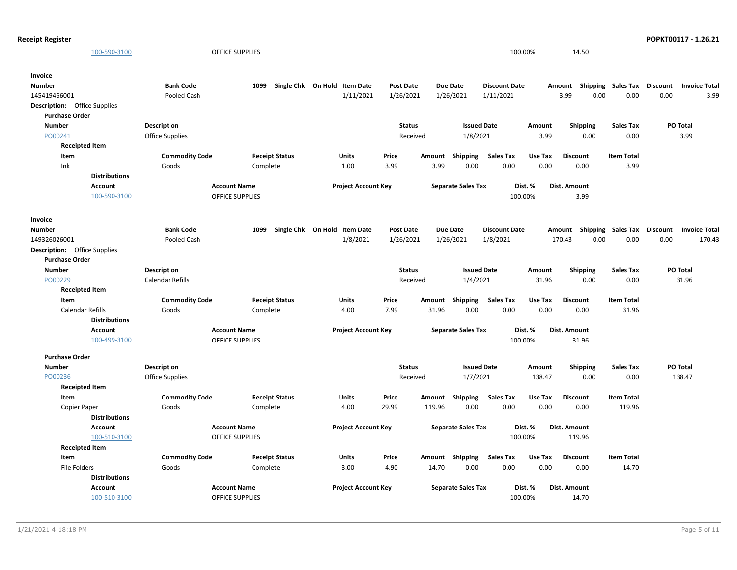| Account | Account Name | Project Account Key | Separate Sales Tax | Dist. % | Dist. Amount |
|---|---|---|---|---|---|
| 100-590-3100 | OFFICE SUPPLIES | | | 100.00% | 14.50 |

**Invoice**

| Number | Bank Code | 1099 | Single Chk | On Hold | Item Date | Post Date | Due Date | Discount Date | Amount | Shipping | Sales Tax | Discount | Invoice Total |
|---|---|---|---|---|---|---|---|---|---|---|---|---|---|
| 145419466001 | Pooled Cash | | | | 1/11/2021 | 1/26/2021 | 1/26/2021 | 1/11/2021 | 3.99 | 0.00 | 0.00 | 0.00 | 3.99 |

**Description:** Office Supplies

**Purchase Order**

| Number | Description | Status | Issued Date | Amount | Shipping | Sales Tax | PO Total |
|---|---|---|---|---|---|---|---|
| PO00241 | Office Supplies | Received | 1/8/2021 | 3.99 | 0.00 | 0.00 | 3.99 |

**Receipted Item**

| Item | Commodity Code | Receipt Status | Units | Price | Amount | Shipping | Sales Tax | Use Tax | Discount | Item Total |
|---|---|---|---|---|---|---|---|---|---|---|
| Ink | Goods | Complete | 1.00 | 3.99 | 3.99 | 0.00 | 0.00 | 0.00 | 0.00 | 3.99 |

**Distributions**

| Account | Account Name | Project Account Key | Separate Sales Tax | Dist. % | Dist. Amount |
|---|---|---|---|---|---|
| 100-590-3100 | OFFICE SUPPLIES | | | 100.00% | 3.99 |

**Invoice**

| Number | Bank Code | 1099 | Single Chk | On Hold | Item Date | Post Date | Due Date | Discount Date | Amount | Shipping | Sales Tax | Discount | Invoice Total |
|---|---|---|---|---|---|---|---|---|---|---|---|---|---|
| 149326026001 | Pooled Cash | | | | 1/8/2021 | 1/26/2021 | 1/26/2021 | 1/8/2021 | 170.43 | 0.00 | 0.00 | 0.00 | 170.43 |

**Description:** Office Supplies

**Purchase Order**

| Number | Description | Status | Issued Date | Amount | Shipping | Sales Tax | PO Total |
|---|---|---|---|---|---|---|---|
| PO00229 | Calendar Refills | Received | 1/4/2021 | 31.96 | 0.00 | 0.00 | 31.96 |

**Receipted Item**

| Item | Commodity Code | Receipt Status | Units | Price | Amount | Shipping | Sales Tax | Use Tax | Discount | Item Total |
|---|---|---|---|---|---|---|---|---|---|---|
| Calendar Refills | Goods | Complete | 4.00 | 7.99 | 31.96 | 0.00 | 0.00 | 0.00 | 0.00 | 31.96 |

**Distributions**

| Account | Account Name | Project Account Key | Separate Sales Tax | Dist. % | Dist. Amount |
|---|---|---|---|---|---|
| 100-499-3100 | OFFICE SUPPLIES | | | 100.00% | 31.96 |

**Purchase Order**

| Number | Description | Status | Issued Date | Amount | Shipping | Sales Tax | PO Total |
|---|---|---|---|---|---|---|---|
| PO00236 | Office Supplies | Received | 1/7/2021 | 138.47 | 0.00 | 0.00 | 138.47 |

**Receipted Item**

| Item | Commodity Code | Receipt Status | Units | Price | Amount | Shipping | Sales Tax | Use Tax | Discount | Item Total |
|---|---|---|---|---|---|---|---|---|---|---|
| Copier Paper | Goods | Complete | 4.00 | 29.99 | 119.96 | 0.00 | 0.00 | 0.00 | 0.00 | 119.96 |

**Distributions**

| Account | Account Name | Project Account Key | Separate Sales Tax | Dist. % | Dist. Amount |
|---|---|---|---|---|---|
| 100-510-3100 | OFFICE SUPPLIES | | | 100.00% | 119.96 |

**Receipted Item**

| Item | Commodity Code | Receipt Status | Units | Price | Amount | Shipping | Sales Tax | Use Tax | Discount | Item Total |
|---|---|---|---|---|---|---|---|---|---|---|
| File Folders | Goods | Complete | 3.00 | 4.90 | 14.70 | 0.00 | 0.00 | 0.00 | 0.00 | 14.70 |

**Distributions**

| Account | Account Name | Project Account Key | Separate Sales Tax | Dist. % | Dist. Amount |
|---|---|---|---|---|---|
| 100-510-3100 | OFFICE SUPPLIES | | | 100.00% | 14.70 |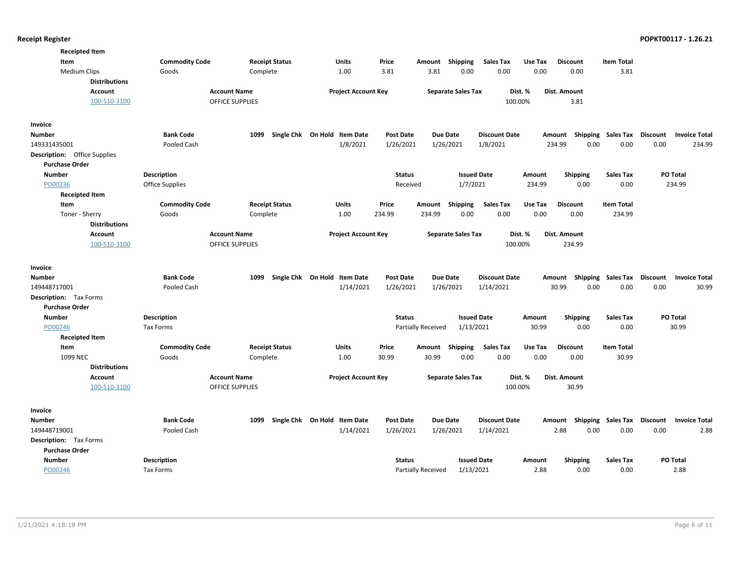**Receipt Register**

**Receipted Item**

| Item | Commodity Code | Receipt Status | Units | Price | Amount | Shipping | Sales Tax | Use Tax | Discount | Item Total |
|---|---|---|---|---|---|---|---|---|---|---|
| Medium Clips | Goods | Complete | 1.00 | 3.81 | 3.81 | 0.00 | 0.00 | 0.00 | 0.00 | 3.81 |

**Distributions**

| Account | Account Name | Project Account Key | Separate Sales Tax | Dist. % | Dist. Amount |
|---|---|---|---|---|---|
| 100-510-3100 | OFFICE SUPPLIES | | | 100.00% | 3.81 |

**Invoice**

| Number | Bank Code | 1099 | Single Chk | On Hold | Item Date | Post Date | Due Date | Discount Date | Amount | Shipping | Sales Tax | Discount | Invoice Total |
|---|---|---|---|---|---|---|---|---|---|---|---|---|---|
| 149331435001 | Pooled Cash | | | | 1/8/2021 | 1/26/2021 | 1/26/2021 | 1/8/2021 | 234.99 | 0.00 | 0.00 | 0.00 | 234.99 |

**Description:** Office Supplies

**Purchase Order**

| Number | Description | Status | Issued Date | Amount | Shipping | Sales Tax | PO Total |
|---|---|---|---|---|---|---|---|
| PO00236 | Office Supplies | Received | 1/7/2021 | 234.99 | 0.00 | 0.00 | 234.99 |

**Receipted Item**

| Item | Commodity Code | Receipt Status | Units | Price | Amount | Shipping | Sales Tax | Use Tax | Discount | Item Total |
|---|---|---|---|---|---|---|---|---|---|---|
| Toner - Sherry | Goods | Complete | 1.00 | 234.99 | 234.99 | 0.00 | 0.00 | 0.00 | 0.00 | 234.99 |

**Distributions**

| Account | Account Name | Project Account Key | Separate Sales Tax | Dist. % | Dist. Amount |
|---|---|---|---|---|---|
| 100-510-3100 | OFFICE SUPPLIES | | | 100.00% | 234.99 |

**Invoice**

| Number | Bank Code | 1099 | Single Chk | On Hold | Item Date | Post Date | Due Date | Discount Date | Amount | Shipping | Sales Tax | Discount | Invoice Total |
|---|---|---|---|---|---|---|---|---|---|---|---|---|---|
| 149448717001 | Pooled Cash | | | | 1/14/2021 | 1/26/2021 | 1/26/2021 | 1/14/2021 | 30.99 | 0.00 | 0.00 | 0.00 | 30.99 |

**Description:** Tax Forms

**Purchase Order**

| Number | Description | Status | Issued Date | Amount | Shipping | Sales Tax | PO Total |
|---|---|---|---|---|---|---|---|
| PO00246 | Tax Forms | Partially Received | 1/13/2021 | 30.99 | 0.00 | 0.00 | 30.99 |

**Receipted Item**

| Item | Commodity Code | Receipt Status | Units | Price | Amount | Shipping | Sales Tax | Use Tax | Discount | Item Total |
|---|---|---|---|---|---|---|---|---|---|---|
| 1099 NEC | Goods | Complete | 1.00 | 30.99 | 30.99 | 0.00 | 0.00 | 0.00 | 0.00 | 30.99 |

**Distributions**

| Account | Account Name | Project Account Key | Separate Sales Tax | Dist. % | Dist. Amount |
|---|---|---|---|---|---|
| 100-510-3100 | OFFICE SUPPLIES | | | 100.00% | 30.99 |

**Invoice**

| Number | Bank Code | 1099 | Single Chk | On Hold | Item Date | Post Date | Due Date | Discount Date | Amount | Shipping | Sales Tax | Discount | Invoice Total |
|---|---|---|---|---|---|---|---|---|---|---|---|---|---|
| 149448719001 | Pooled Cash | | | | 1/14/2021 | 1/26/2021 | 1/26/2021 | 1/14/2021 | 2.88 | 0.00 | 0.00 | 0.00 | 2.88 |

**Description:** Tax Forms

**Purchase Order**

| Number | Description | Status | Issued Date | Amount | Shipping | Sales Tax | PO Total |
|---|---|---|---|---|---|---|---|
| PO00246 | Tax Forms | Partially Received | 1/13/2021 | 2.88 | 0.00 | 0.00 | 2.88 |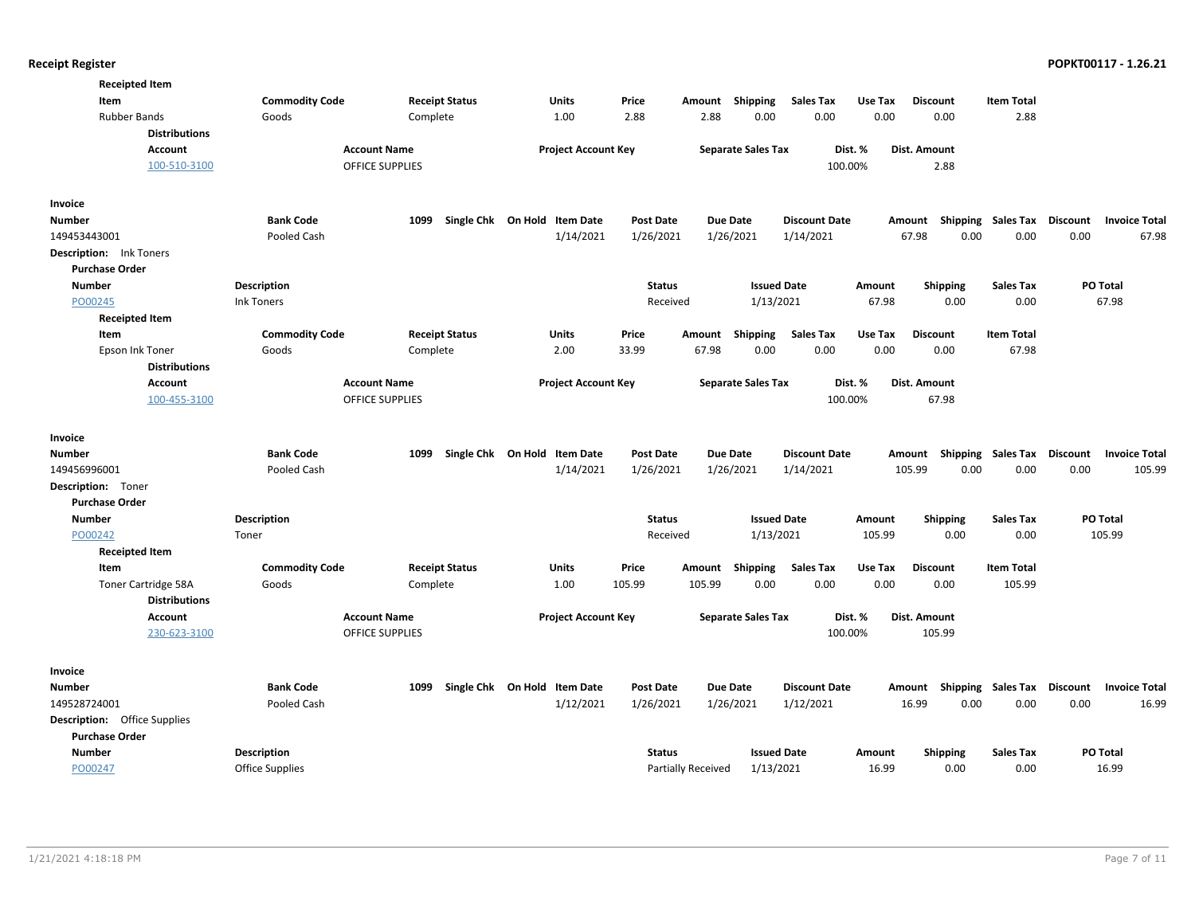**Receipt Register** — POPKT00117 - 1.26.21

**Receipted Item**

| Item | Commodity Code | Receipt Status | Units | Price | Amount | Shipping | Sales Tax | Use Tax | Discount | Item Total |
|---|---|---|---|---|---|---|---|---|---|---|
| Rubber Bands | Goods | Complete | 1.00 | 2.88 | 2.88 | 0.00 | 0.00 | 0.00 | 0.00 | 2.88 |

**Distributions**

| Account | Account Name | Project Account Key | Separate Sales Tax | Dist. % | Dist. Amount |
|---|---|---|---|---|---|
| 100-510-3100 | OFFICE SUPPLIES | | | 100.00% | 2.88 |

**Invoice**

| Number | Bank Code | 1099 | Single Chk | On Hold | Item Date | Post Date | Due Date | Discount Date | Amount | Shipping | Sales Tax | Discount | Invoice Total |
|---|---|---|---|---|---|---|---|---|---|---|---|---|---|
| 149453443001 | Pooled Cash | | | | 1/14/2021 | 1/26/2021 | 1/26/2021 | 1/14/2021 | 67.98 | 0.00 | 0.00 | 0.00 | 67.98 |

**Description:** Ink Toners

**Purchase Order**

| Number | Description | Status | Issued Date | Amount | Shipping | Sales Tax | PO Total |
|---|---|---|---|---|---|---|---|
| PO00245 | Ink Toners | Received | 1/13/2021 | 67.98 | 0.00 | 0.00 | 67.98 |

**Receipted Item**

| Item | Commodity Code | Receipt Status | Units | Price | Amount | Shipping | Sales Tax | Use Tax | Discount | Item Total |
|---|---|---|---|---|---|---|---|---|---|---|
| Epson Ink Toner | Goods | Complete | 2.00 | 33.99 | 67.98 | 0.00 | 0.00 | 0.00 | 0.00 | 67.98 |

**Distributions**

| Account | Account Name | Project Account Key | Separate Sales Tax | Dist. % | Dist. Amount |
|---|---|---|---|---|---|
| 100-455-3100 | OFFICE SUPPLIES | | | 100.00% | 67.98 |

**Invoice**

| Number | Bank Code | 1099 | Single Chk | On Hold | Item Date | Post Date | Due Date | Discount Date | Amount | Shipping | Sales Tax | Discount | Invoice Total |
|---|---|---|---|---|---|---|---|---|---|---|---|---|---|
| 149456996001 | Pooled Cash | | | | 1/14/2021 | 1/26/2021 | 1/26/2021 | 1/14/2021 | 105.99 | 0.00 | 0.00 | 0.00 | 105.99 |

**Description:** Toner

**Purchase Order**

| Number | Description | Status | Issued Date | Amount | Shipping | Sales Tax | PO Total |
|---|---|---|---|---|---|---|---|
| PO00242 | Toner | Received | 1/13/2021 | 105.99 | 0.00 | 0.00 | 105.99 |

**Receipted Item**

| Item | Commodity Code | Receipt Status | Units | Price | Amount | Shipping | Sales Tax | Use Tax | Discount | Item Total |
|---|---|---|---|---|---|---|---|---|---|---|
| Toner Cartridge 58A | Goods | Complete | 1.00 | 105.99 | 105.99 | 0.00 | 0.00 | 0.00 | 0.00 | 105.99 |

**Distributions**

| Account | Account Name | Project Account Key | Separate Sales Tax | Dist. % | Dist. Amount |
|---|---|---|---|---|---|
| 230-623-3100 | OFFICE SUPPLIES | | | 100.00% | 105.99 |

**Invoice**

| Number | Bank Code | 1099 | Single Chk | On Hold | Item Date | Post Date | Due Date | Discount Date | Amount | Shipping | Sales Tax | Discount | Invoice Total |
|---|---|---|---|---|---|---|---|---|---|---|---|---|---|
| 149528724001 | Pooled Cash | | | | 1/12/2021 | 1/26/2021 | 1/26/2021 | 1/12/2021 | 16.99 | 0.00 | 0.00 | 0.00 | 16.99 |

**Description:** Office Supplies

**Purchase Order**

| Number | Description | Status | Issued Date | Amount | Shipping | Sales Tax | PO Total |
|---|---|---|---|---|---|---|---|
| PO00247 | Office Supplies | Partially Received | 1/13/2021 | 16.99 | 0.00 | 0.00 | 16.99 |

1/21/2021 4:18:18 PM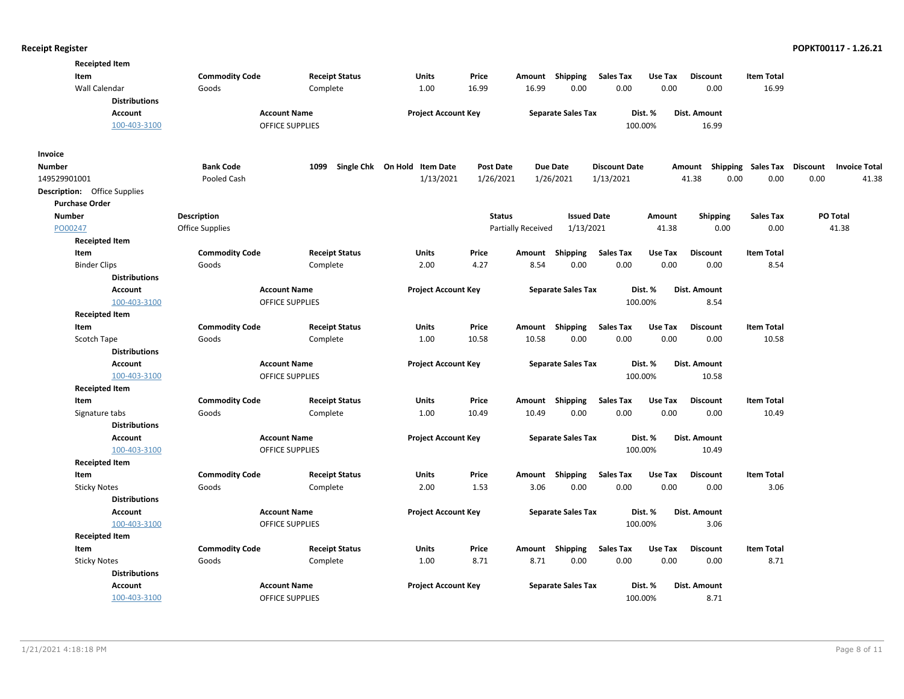**Receipted Item**

| Item | Commodity Code | Receipt Status | Units | Price | Amount | Shipping | Sales Tax | Use Tax | Discount | Item Total |
|---|---|---|---|---|---|---|---|---|---|---|
| Wall Calendar | Goods | Complete | 1.00 | 16.99 | 16.99 | 0.00 | 0.00 | 0.00 | 0.00 | 16.99 |

**Distributions**

| Account | Account Name | Project Account Key | Separate Sales Tax | Dist. % | Dist. Amount |
|---|---|---|---|---|---|
| 100-403-3100 | OFFICE SUPPLIES | | | 100.00% | 16.99 |

**Invoice**

| Number | Bank Code | 1099 | Single Chk | On Hold | Item Date | Post Date | Due Date | Discount Date | Amount | Shipping | Sales Tax | Discount | Invoice Total |
|---|---|---|---|---|---|---|---|---|---|---|---|---|---|
| 149529901001 | Pooled Cash | | | | 1/13/2021 | 1/26/2021 | 1/26/2021 | 1/13/2021 | 41.38 | 0.00 | 0.00 | 0.00 | 41.38 |

**Description:** Office Supplies

**Purchase Order**

| Number | Description | Status | Issued Date | Amount | Shipping | Sales Tax | PO Total |
|---|---|---|---|---|---|---|---|
| PO00247 | Office Supplies | Partially Received | 1/13/2021 | 41.38 | 0.00 | 0.00 | 41.38 |

**Receipted Item**

| Item | Commodity Code | Receipt Status | Units | Price | Amount | Shipping | Sales Tax | Use Tax | Discount | Item Total |
|---|---|---|---|---|---|---|---|---|---|---|
| Binder Clips | Goods | Complete | 2.00 | 4.27 | 8.54 | 0.00 | 0.00 | 0.00 | 0.00 | 8.54 |

**Distributions**

| Account | Account Name | Project Account Key | Separate Sales Tax | Dist. % | Dist. Amount |
|---|---|---|---|---|---|
| 100-403-3100 | OFFICE SUPPLIES | | | 100.00% | 8.54 |

**Receipted Item**

| Item | Commodity Code | Receipt Status | Units | Price | Amount | Shipping | Sales Tax | Use Tax | Discount | Item Total |
|---|---|---|---|---|---|---|---|---|---|---|
| Scotch Tape | Goods | Complete | 1.00 | 10.58 | 10.58 | 0.00 | 0.00 | 0.00 | 0.00 | 10.58 |

**Distributions**

| Account | Account Name | Project Account Key | Separate Sales Tax | Dist. % | Dist. Amount |
|---|---|---|---|---|---|
| 100-403-3100 | OFFICE SUPPLIES | | | 100.00% | 10.58 |

**Receipted Item**

| Item | Commodity Code | Receipt Status | Units | Price | Amount | Shipping | Sales Tax | Use Tax | Discount | Item Total |
|---|---|---|---|---|---|---|---|---|---|---|
| Signature tabs | Goods | Complete | 1.00 | 10.49 | 10.49 | 0.00 | 0.00 | 0.00 | 0.00 | 10.49 |

**Distributions**

| Account | Account Name | Project Account Key | Separate Sales Tax | Dist. % | Dist. Amount |
|---|---|---|---|---|---|
| 100-403-3100 | OFFICE SUPPLIES | | | 100.00% | 10.49 |

**Receipted Item**

| Item | Commodity Code | Receipt Status | Units | Price | Amount | Shipping | Sales Tax | Use Tax | Discount | Item Total |
|---|---|---|---|---|---|---|---|---|---|---|
| Sticky Notes | Goods | Complete | 2.00 | 1.53 | 3.06 | 0.00 | 0.00 | 0.00 | 0.00 | 3.06 |

**Distributions**

| Account | Account Name | Project Account Key | Separate Sales Tax | Dist. % | Dist. Amount |
|---|---|---|---|---|---|
| 100-403-3100 | OFFICE SUPPLIES | | | 100.00% | 3.06 |

**Receipted Item**

| Item | Commodity Code | Receipt Status | Units | Price | Amount | Shipping | Sales Tax | Use Tax | Discount | Item Total |
|---|---|---|---|---|---|---|---|---|---|---|
| Sticky Notes | Goods | Complete | 1.00 | 8.71 | 8.71 | 0.00 | 0.00 | 0.00 | 0.00 | 8.71 |

**Distributions**

| Account | Account Name | Project Account Key | Separate Sales Tax | Dist. % | Dist. Amount |
|---|---|---|---|---|---|
| 100-403-3100 | OFFICE SUPPLIES | | | 100.00% | 8.71 |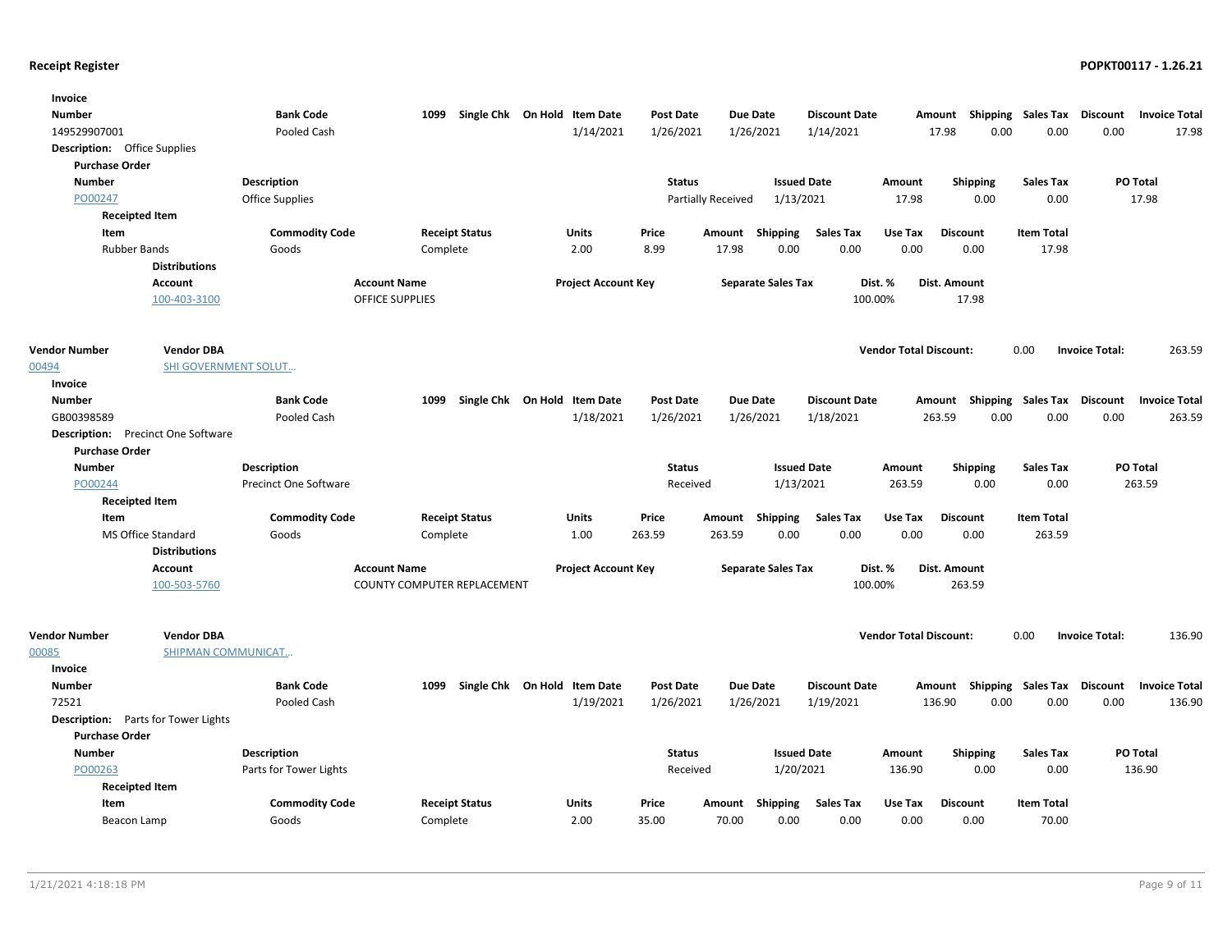**Receipt Register** **POPKT00117 - 1.26.21**

**Invoice**

| Number | Bank Code | 1099 | Single Chk | On Hold | Item Date | Post Date | Due Date | Discount Date | Amount | Shipping | Sales Tax | Discount | Invoice Total |
|---|---|---|---|---|---|---|---|---|---|---|---|---|---|
| 149529907001 | Pooled Cash | | | | 1/14/2021 | 1/26/2021 | 1/26/2021 | 1/14/2021 | 17.98 | 0.00 | 0.00 | 0.00 | 17.98 |

**Description:** Office Supplies

**Purchase Order**

| Number | Description | Status | Issued Date | Amount | Shipping | Sales Tax | PO Total |
|---|---|---|---|---|---|---|---|
| PO00247 | Office Supplies | Partially Received | 1/13/2021 | 17.98 | 0.00 | 0.00 | 17.98 |

**Receipted Item**

| Item | Commodity Code | Receipt Status | Units | Price | Amount | Shipping | Sales Tax | Use Tax | Discount | Item Total |
|---|---|---|---|---|---|---|---|---|---|---|
| Rubber Bands | Goods | Complete | 2.00 | 8.99 | 17.98 | 0.00 | 0.00 | 0.00 | 0.00 | 17.98 |

**Distributions**

| Account | Account Name | Project Account Key | Separate Sales Tax | Dist. % | Dist. Amount |
|---|---|---|---|---|---|
| 100-403-3100 | OFFICE SUPPLIES | | | 100.00% | 17.98 |

| Vendor Number | Vendor DBA | Vendor Total Discount: | 0.00 | Invoice Total: | 263.59 |
|---|---|---|---|---|---|
| 00494 | SHI GOVERNMENT SOLUT... | | | | |

**Invoice**

| Number | Bank Code | 1099 | Single Chk | On Hold | Item Date | Post Date | Due Date | Discount Date | Amount | Shipping | Sales Tax | Discount | Invoice Total |
|---|---|---|---|---|---|---|---|---|---|---|---|---|---|
| GB00398589 | Pooled Cash | | | | 1/18/2021 | 1/26/2021 | 1/26/2021 | 1/18/2021 | 263.59 | 0.00 | 0.00 | 0.00 | 263.59 |

**Description:** Precinct One Software

**Purchase Order**

| Number | Description | Status | Issued Date | Amount | Shipping | Sales Tax | PO Total |
|---|---|---|---|---|---|---|---|
| PO00244 | Precinct One Software | Received | 1/13/2021 | 263.59 | 0.00 | 0.00 | 263.59 |

**Receipted Item**

| Item | Commodity Code | Receipt Status | Units | Price | Amount | Shipping | Sales Tax | Use Tax | Discount | Item Total |
|---|---|---|---|---|---|---|---|---|---|---|
| MS Office Standard | Goods | Complete | 1.00 | 263.59 | 263.59 | 0.00 | 0.00 | 0.00 | 0.00 | 263.59 |

**Distributions**

| Account | Account Name | Project Account Key | Separate Sales Tax | Dist. % | Dist. Amount |
|---|---|---|---|---|---|
| 100-503-5760 | COUNTY COMPUTER REPLACEMENT | | | 100.00% | 263.59 |

| Vendor Number | Vendor DBA | Vendor Total Discount: | 0.00 | Invoice Total: | 136.90 |
|---|---|---|---|---|---|
| 00085 | SHIPMAN COMMUNICAT... | | | | |

**Invoice**

| Number | Bank Code | 1099 | Single Chk | On Hold | Item Date | Post Date | Due Date | Discount Date | Amount | Shipping | Sales Tax | Discount | Invoice Total |
|---|---|---|---|---|---|---|---|---|---|---|---|---|---|
| 72521 | Pooled Cash | | | | 1/19/2021 | 1/26/2021 | 1/26/2021 | 1/19/2021 | 136.90 | 0.00 | 0.00 | 0.00 | 136.90 |

**Description:** Parts for Tower Lights

**Purchase Order**

| Number | Description | Status | Issued Date | Amount | Shipping | Sales Tax | PO Total |
|---|---|---|---|---|---|---|---|
| PO00263 | Parts for Tower Lights | Received | 1/20/2021 | 136.90 | 0.00 | 0.00 | 136.90 |

**Receipted Item**

| Item | Commodity Code | Receipt Status | Units | Price | Amount | Shipping | Sales Tax | Use Tax | Discount | Item Total |
|---|---|---|---|---|---|---|---|---|---|---|
| Beacon Lamp | Goods | Complete | 2.00 | 35.00 | 70.00 | 0.00 | 0.00 | 0.00 | 0.00 | 70.00 |

1/21/2021 4:18:18 PM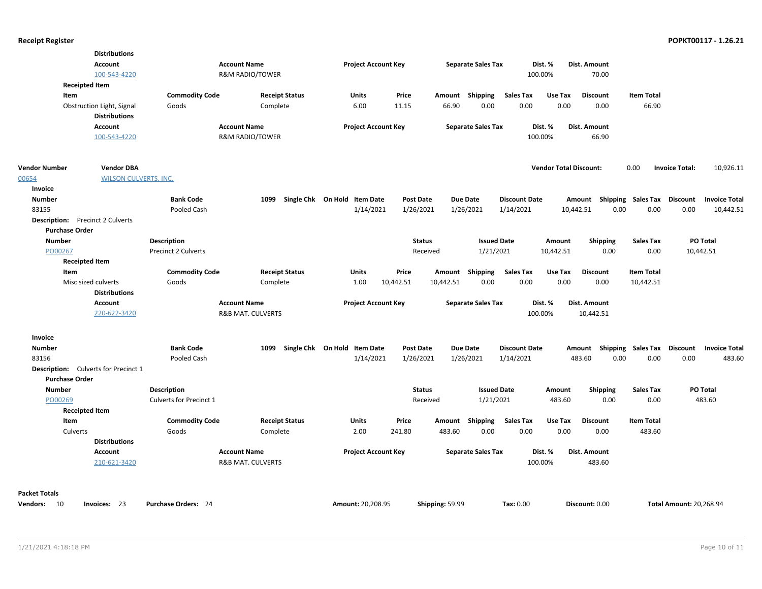**Distributions**

| Account | Account Name | Project Account Key | Separate Sales Tax | Dist. % | Dist. Amount |
|---|---|---|---|---|---|
| 100-543-4220 | R&M RADIO/TOWER | | | 100.00% | 70.00 |

**Receipted Item**

| Item | Commodity Code | Receipt Status | Units | Price | Amount | Shipping | Sales Tax | Use Tax | Discount | Item Total |
|---|---|---|---|---|---|---|---|---|---|---|
| Obstruction Light, Signal | Goods | Complete | 6.00 | 11.15 | 66.90 | 0.00 | 0.00 | 0.00 | 0.00 | 66.90 |

**Distributions**

| Account | Account Name | Project Account Key | Separate Sales Tax | Dist. % | Dist. Amount |
|---|---|---|---|---|---|
| 100-543-4220 | R&M RADIO/TOWER | | | 100.00% | 66.90 |

| Vendor Number | Vendor DBA | Vendor Total Discount: | Invoice Total: |
|---|---|---|---|
| 00654 | WILSON CULVERTS, INC. | 0.00 | 10,926.11 |

**Invoice**

| Number | Bank Code | 1099 | Single Chk | On Hold | Item Date | Post Date | Due Date | Discount Date | Amount | Shipping | Sales Tax | Discount | Invoice Total |
|---|---|---|---|---|---|---|---|---|---|---|---|---|---|
| 83155 | Pooled Cash | | | | 1/14/2021 | 1/26/2021 | 1/26/2021 | 1/14/2021 | 10,442.51 | 0.00 | 0.00 | 0.00 | 10,442.51 |

**Description:** Precinct 2 Culverts

**Purchase Order**

| Number | Description | Status | Issued Date | Amount | Shipping | Sales Tax | PO Total |
|---|---|---|---|---|---|---|---|
| PO00267 | Precinct 2 Culverts | Received | 1/21/2021 | 10,442.51 | 0.00 | 0.00 | 10,442.51 |

**Receipted Item**

| Item | Commodity Code | Receipt Status | Units | Price | Amount | Shipping | Sales Tax | Use Tax | Discount | Item Total |
|---|---|---|---|---|---|---|---|---|---|---|
| Misc sized culverts | Goods | Complete | 1.00 | 10,442.51 | 10,442.51 | 0.00 | 0.00 | 0.00 | 0.00 | 10,442.51 |

**Distributions**

| Account | Account Name | Project Account Key | Separate Sales Tax | Dist. % | Dist. Amount |
|---|---|---|---|---|---|
| 220-622-3420 | R&B MAT. CULVERTS | | | 100.00% | 10,442.51 |

**Invoice**

| Number | Bank Code | 1099 | Single Chk | On Hold | Item Date | Post Date | Due Date | Discount Date | Amount | Shipping | Sales Tax | Discount | Invoice Total |
|---|---|---|---|---|---|---|---|---|---|---|---|---|---|
| 83156 | Pooled Cash | | | | 1/14/2021 | 1/26/2021 | 1/26/2021 | 1/14/2021 | 483.60 | 0.00 | 0.00 | 0.00 | 483.60 |

**Description:** Culverts for Precinct 1

**Purchase Order**

| Number | Description | Status | Issued Date | Amount | Shipping | Sales Tax | PO Total |
|---|---|---|---|---|---|---|---|
| PO00269 | Culverts for Precinct 1 | Received | 1/21/2021 | 483.60 | 0.00 | 0.00 | 483.60 |

**Receipted Item**

| Item | Commodity Code | Receipt Status | Units | Price | Amount | Shipping | Sales Tax | Use Tax | Discount | Item Total |
|---|---|---|---|---|---|---|---|---|---|---|
| Culverts | Goods | Complete | 2.00 | 241.80 | 483.60 | 0.00 | 0.00 | 0.00 | 0.00 | 483.60 |

**Distributions**

| Account | Account Name | Project Account Key | Separate Sales Tax | Dist. % | Dist. Amount |
|---|---|---|---|---|---|
| 210-621-3420 | R&B MAT. CULVERTS | | | 100.00% | 483.60 |

**Packet Totals**

**Vendors:** 10 **Invoices:** 23 **Purchase Orders:** 24 **Amount:** 20,208.95 **Shipping:** 59.99 **Tax:** 0.00 **Discount:** 0.00 **Total Amount:** 20,268.94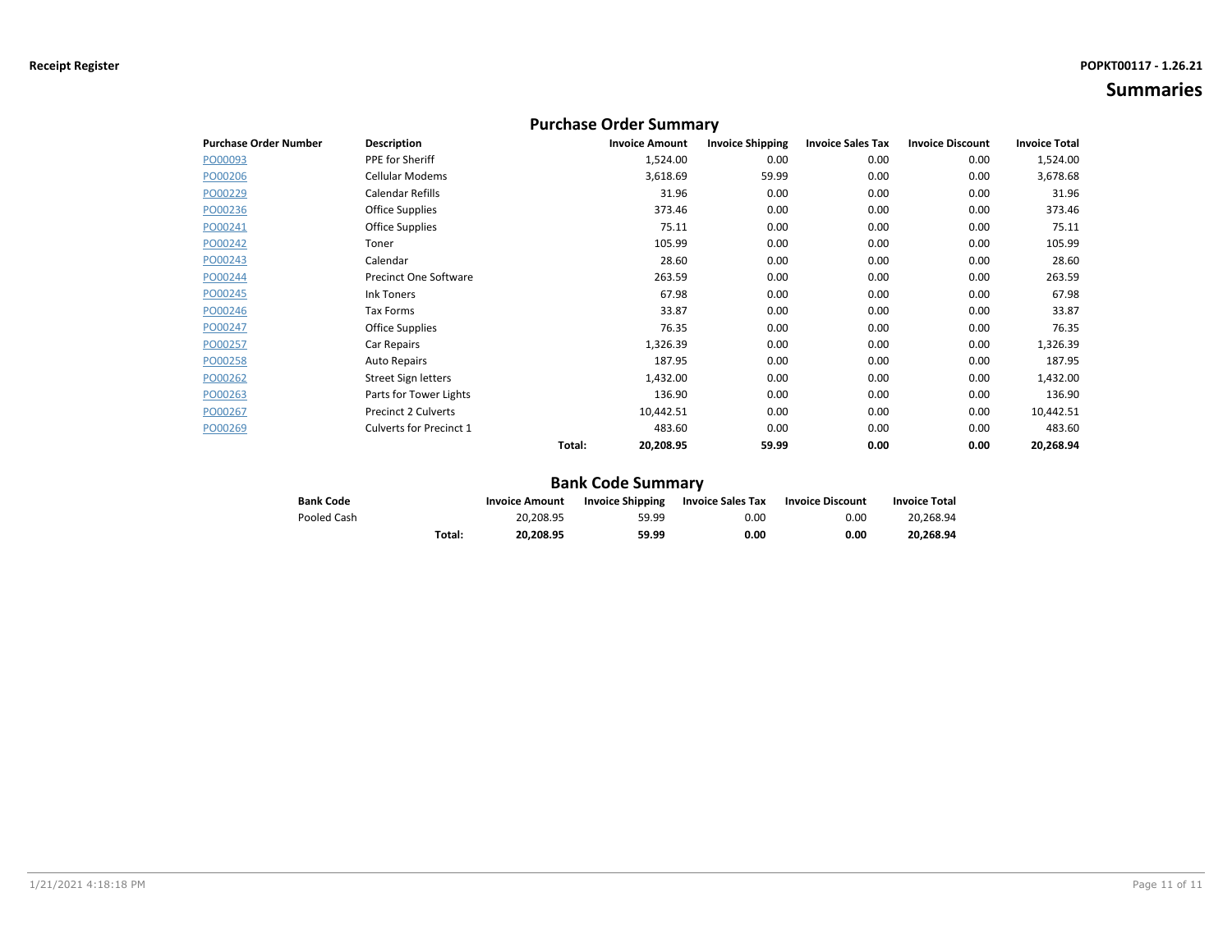# Summaries

## Purchase Order Summary

| Purchase Order Number | Description | | Invoice Amount | Invoice Shipping | Invoice Sales Tax | Invoice Discount | Invoice Total |
|---|---|---|---|---|---|---|---|
| PO00093 | PPE for Sheriff | | 1,524.00 | 0.00 | 0.00 | 0.00 | 1,524.00 |
| PO00206 | Cellular Modems | | 3,618.69 | 59.99 | 0.00 | 0.00 | 3,678.68 |
| PO00229 | Calendar Refills | | 31.96 | 0.00 | 0.00 | 0.00 | 31.96 |
| PO00236 | Office Supplies | | 373.46 | 0.00 | 0.00 | 0.00 | 373.46 |
| PO00241 | Office Supplies | | 75.11 | 0.00 | 0.00 | 0.00 | 75.11 |
| PO00242 | Toner | | 105.99 | 0.00 | 0.00 | 0.00 | 105.99 |
| PO00243 | Calendar | | 28.60 | 0.00 | 0.00 | 0.00 | 28.60 |
| PO00244 | Precinct One Software | | 263.59 | 0.00 | 0.00 | 0.00 | 263.59 |
| PO00245 | Ink Toners | | 67.98 | 0.00 | 0.00 | 0.00 | 67.98 |
| PO00246 | Tax Forms | | 33.87 | 0.00 | 0.00 | 0.00 | 33.87 |
| PO00247 | Office Supplies | | 76.35 | 0.00 | 0.00 | 0.00 | 76.35 |
| PO00257 | Car Repairs | | 1,326.39 | 0.00 | 0.00 | 0.00 | 1,326.39 |
| PO00258 | Auto Repairs | | 187.95 | 0.00 | 0.00 | 0.00 | 187.95 |
| PO00262 | Street Sign letters | | 1,432.00 | 0.00 | 0.00 | 0.00 | 1,432.00 |
| PO00263 | Parts for Tower Lights | | 136.90 | 0.00 | 0.00 | 0.00 | 136.90 |
| PO00267 | Precinct 2 Culverts | | 10,442.51 | 0.00 | 0.00 | 0.00 | 10,442.51 |
| PO00269 | Culverts for Precinct 1 | | 483.60 | 0.00 | 0.00 | 0.00 | 483.60 |
| | | **Total:** | **20,208.95** | **59.99** | **0.00** | **0.00** | **20,268.94** |

## Bank Code Summary

| Bank Code | | Invoice Amount | Invoice Shipping | Invoice Sales Tax | Invoice Discount | Invoice Total |
|---|---|---|---|---|---|---|
| Pooled Cash | | 20,208.95 | 59.99 | 0.00 | 0.00 | 20,268.94 |
| | **Total:** | **20,208.95** | **59.99** | **0.00** | **0.00** | **20,268.94** |